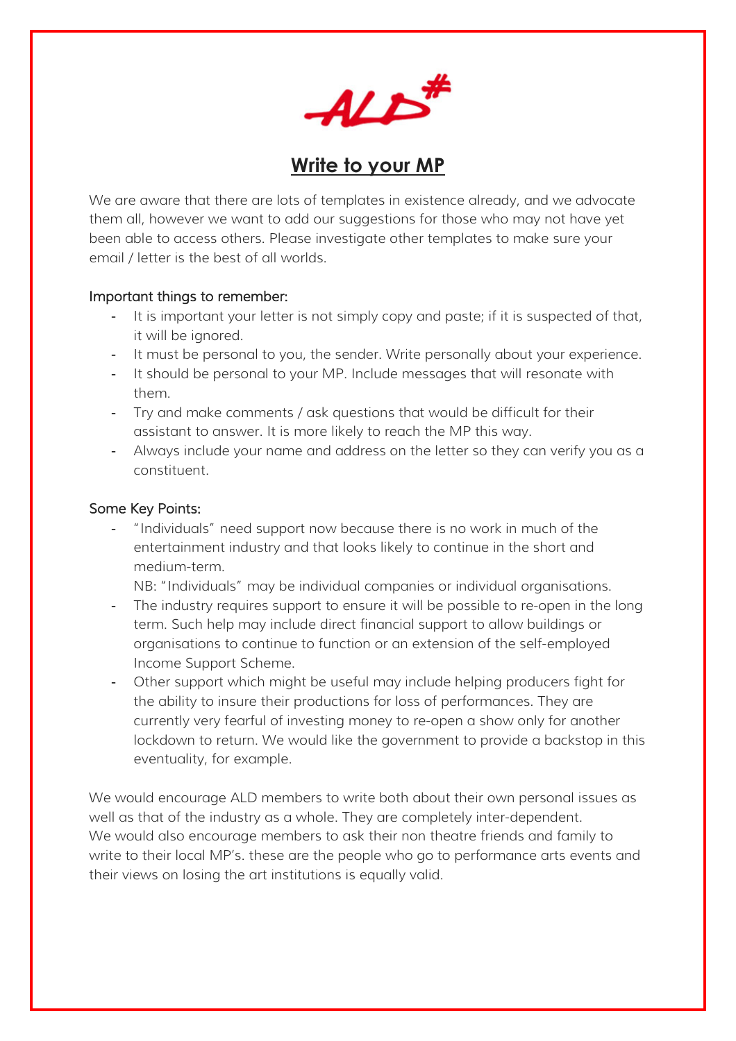# Write to your MP

We are aware that there are lots of templates in existence already, and we advocate them all, however we want to add our suggestions for those who may not have yet been able to access others. Please investigate other templates to make sure your email / letter is the best of all worlds.

Important things to remember:

- It is important your letter is not simply copy and paste; if it is suspected of that, it will be ignored.
- It must be personal to you, the sender. Write personally about your experience.
- It should be personal to your MP. Include messages that will resonate with them.
- Try and make comments / ask questions that would be difficult for their assistant to answer. It is more likely to reach the MP this way.
- Always include your name and address on the letter so they can verify you as a constituent.

Some Key Points:

- "Individuals" need support now because there is no work in much of the entertainment industry and that looks likely to continue in the short and medium-term.
  NB: "Individuals" may be individual companies or individual organisations.
- The industry requires support to ensure it will be possible to re-open in the long term. Such help may include direct financial support to allow buildings or organisations to continue to function or an extension of the self-employed Income Support Scheme.
- Other support which might be useful may include helping producers fight for the ability to insure their productions for loss of performances. They are currently very fearful of investing money to re-open a show only for another lockdown to return. We would like the government to provide a backstop in this eventuality, for example.

We would encourage ALD members to write both about their own personal issues as well as that of the industry as a whole. They are completely inter-dependent.
We would also encourage members to ask their non theatre friends and family to write to their local MP's. these are the people who go to performance arts events and their views on losing the art institutions is equally valid.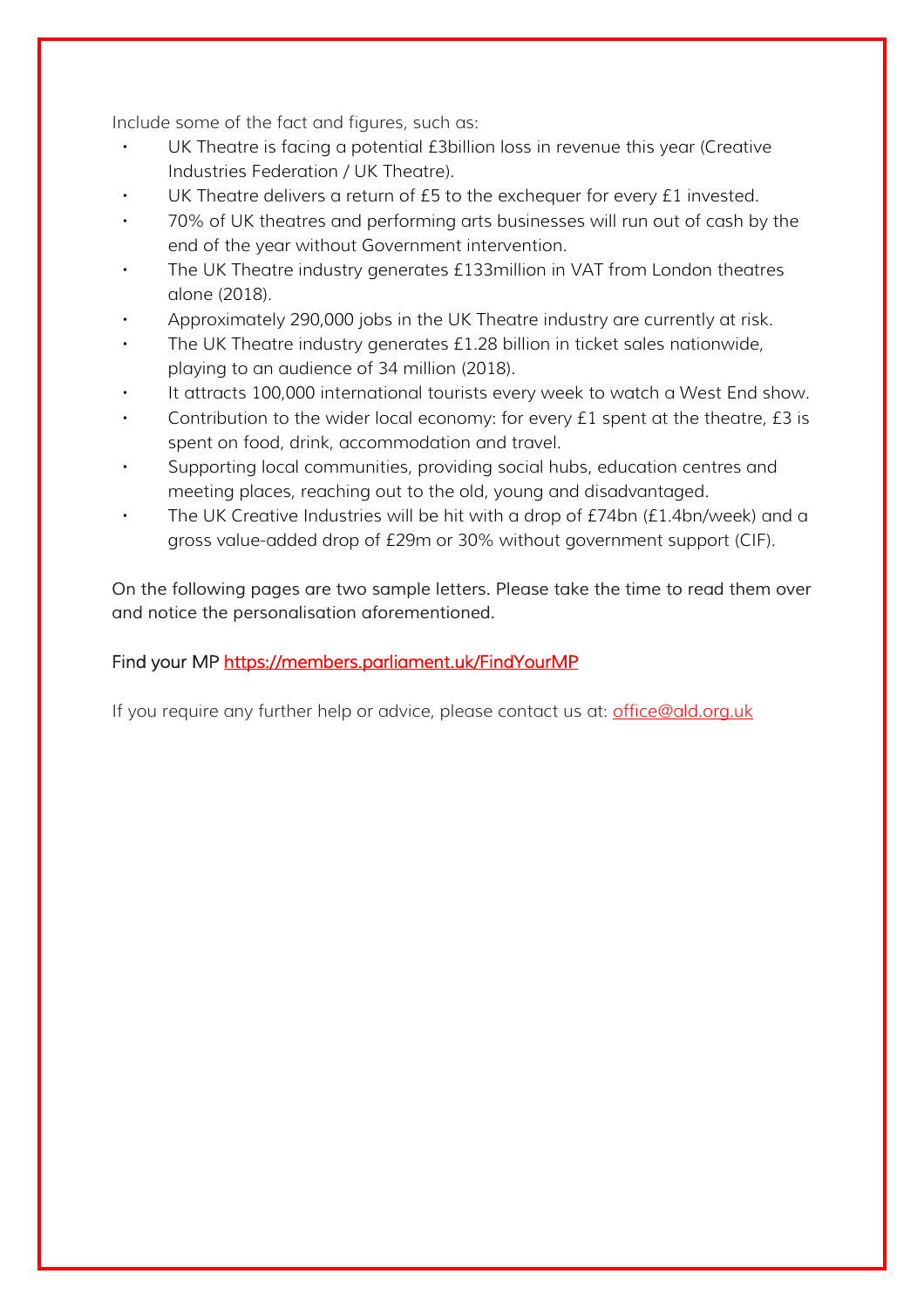Include some of the fact and figures, such as:

- UK Theatre is facing a potential £3billion loss in revenue this year (Creative Industries Federation / UK Theatre).
- UK Theatre delivers a return of £5 to the exchequer for every £1 invested.
- 70% of UK theatres and performing arts businesses will run out of cash by the end of the year without Government intervention.
- The UK Theatre industry generates £133million in VAT from London theatres alone (2018).
- Approximately 290,000 jobs in the UK Theatre industry are currently at risk.
- The UK Theatre industry generates £1.28 billion in ticket sales nationwide, playing to an audience of 34 million (2018).
- It attracts 100,000 international tourists every week to watch a West End show.
- Contribution to the wider local economy: for every £1 spent at the theatre, £3 is spent on food, drink, accommodation and travel.
- Supporting local communities, providing social hubs, education centres and meeting places, reaching out to the old, young and disadvantaged.
- The UK Creative Industries will be hit with a drop of £74bn (£1.4bn/week) and a gross value-added drop of £29m or 30% without government support (CIF).

On the following pages are two sample letters. Please take the time to read them over and notice the personalisation aforementioned.

Find your MP [https://members.parliament.uk/FindYourMP](https://members.parliament.uk/FindYourMP)

If you require any further help or advice, please contact us at: [office@ald.org.uk](mailto:office@ald.org.uk)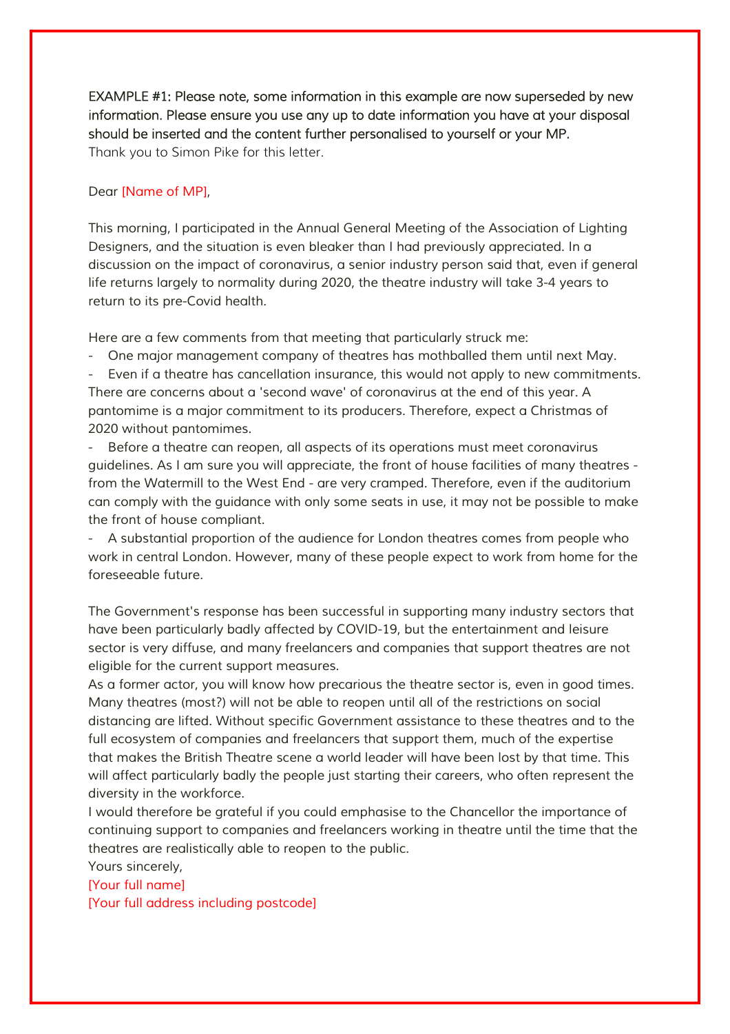EXAMPLE #1: Please note, some information in this example are now superseded by new information. Please ensure you use any up to date information you have at your disposal should be inserted and the content further personalised to yourself or your MP.
Thank you to Simon Pike for this letter.

Dear [Name of MP],

This morning, I participated in the Annual General Meeting of the Association of Lighting Designers, and the situation is even bleaker than I had previously appreciated. In a discussion on the impact of coronavirus, a senior industry person said that, even if general life returns largely to normality during 2020, the theatre industry will take 3-4 years to return to its pre-Covid health.

Here are a few comments from that meeting that particularly struck me:

- One major management company of theatres has mothballed them until next May.
- Even if a theatre has cancellation insurance, this would not apply to new commitments. There are concerns about a 'second wave' of coronavirus at the end of this year. A pantomime is a major commitment to its producers. Therefore, expect a Christmas of 2020 without pantomimes.
- Before a theatre can reopen, all aspects of its operations must meet coronavirus guidelines. As I am sure you will appreciate, the front of house facilities of many theatres - from the Watermill to the West End - are very cramped. Therefore, even if the auditorium can comply with the guidance with only some seats in use, it may not be possible to make the front of house compliant.
- A substantial proportion of the audience for London theatres comes from people who work in central London. However, many of these people expect to work from home for the foreseeable future.

The Government's response has been successful in supporting many industry sectors that have been particularly badly affected by COVID-19, but the entertainment and leisure sector is very diffuse, and many freelancers and companies that support theatres are not eligible for the current support measures.

As a former actor, you will know how precarious the theatre sector is, even in good times. Many theatres (most?) will not be able to reopen until all of the restrictions on social distancing are lifted. Without specific Government assistance to these theatres and to the full ecosystem of companies and freelancers that support them, much of the expertise that makes the British Theatre scene a world leader will have been lost by that time. This will affect particularly badly the people just starting their careers, who often represent the diversity in the workforce.

I would therefore be grateful if you could emphasise to the Chancellor the importance of continuing support to companies and freelancers working in theatre until the time that the theatres are realistically able to reopen to the public.

Yours sincerely,

[Your full name]

[Your full address including postcode]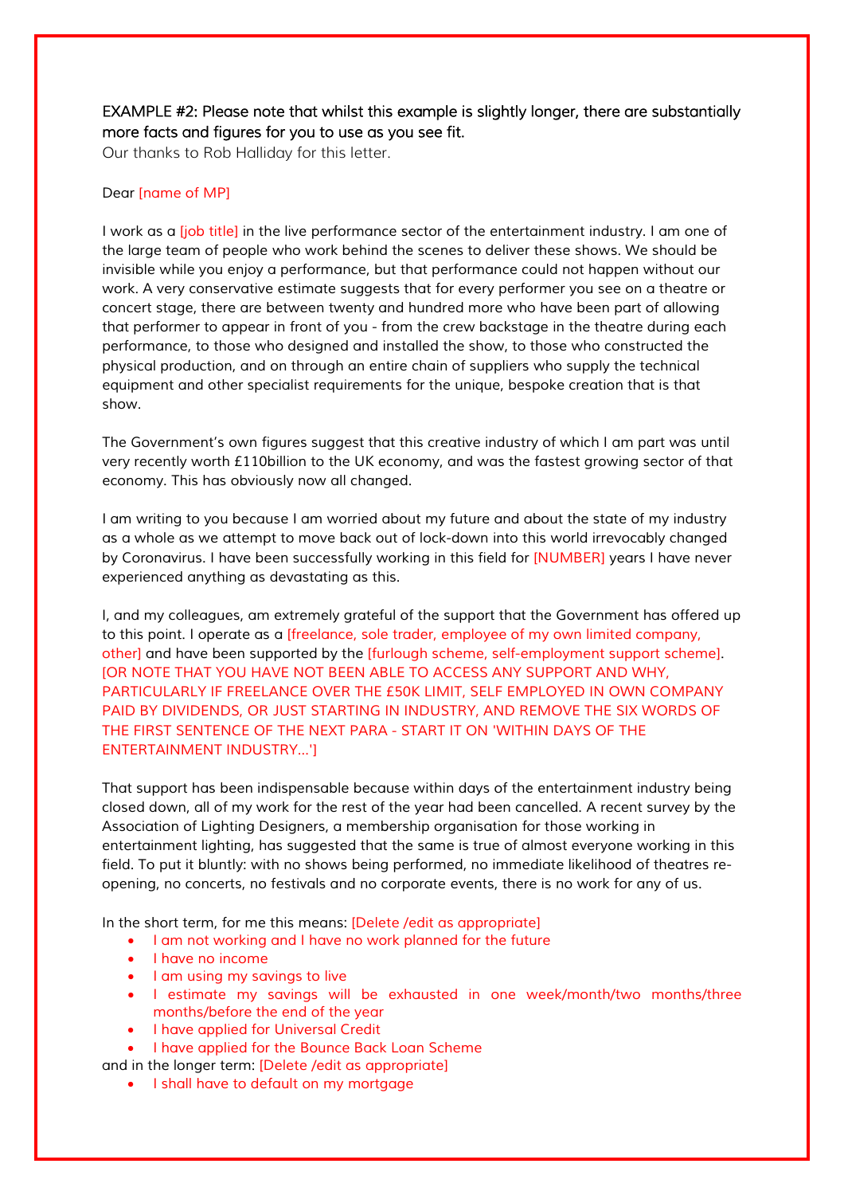EXAMPLE #2: Please note that whilst this example is slightly longer, there are substantially more facts and figures for you to use as you see fit.
Our thanks to Rob Halliday for this letter.

Dear [name of MP]

I work as a [job title] in the live performance sector of the entertainment industry. I am one of the large team of people who work behind the scenes to deliver these shows. We should be invisible while you enjoy a performance, but that performance could not happen without our work. A very conservative estimate suggests that for every performer you see on a theatre or concert stage, there are between twenty and hundred more who have been part of allowing that performer to appear in front of you - from the crew backstage in the theatre during each performance, to those who designed and installed the show, to those who constructed the physical production, and on through an entire chain of suppliers who supply the technical equipment and other specialist requirements for the unique, bespoke creation that is that show.

The Government's own figures suggest that this creative industry of which I am part was until very recently worth £110billion to the UK economy, and was the fastest growing sector of that economy. This has obviously now all changed.

I am writing to you because I am worried about my future and about the state of my industry as a whole as we attempt to move back out of lock-down into this world irrevocably changed by Coronavirus. I have been successfully working in this field for [NUMBER] years I have never experienced anything as devastating as this.

I, and my colleagues, am extremely grateful of the support that the Government has offered up to this point. I operate as a [freelance, sole trader, employee of my own limited company, other] and have been supported by the [furlough scheme, self-employment support scheme]. [OR NOTE THAT YOU HAVE NOT BEEN ABLE TO ACCESS ANY SUPPORT AND WHY, PARTICULARLY IF FREELANCE OVER THE £50K LIMIT, SELF EMPLOYED IN OWN COMPANY PAID BY DIVIDENDS, OR JUST STARTING IN INDUSTRY, AND REMOVE THE SIX WORDS OF THE FIRST SENTENCE OF THE NEXT PARA - START IT ON 'WITHIN DAYS OF THE ENTERTAINMENT INDUSTRY...']

That support has been indispensable because within days of the entertainment industry being closed down, all of my work for the rest of the year had been cancelled. A recent survey by the Association of Lighting Designers, a membership organisation for those working in entertainment lighting, has suggested that the same is true of almost everyone working in this field. To put it bluntly: with no shows being performed, no immediate likelihood of theatres re-opening, no concerts, no festivals and no corporate events, there is no work for any of us.

In the short term, for me this means: [Delete /edit as appropriate]

- I am not working and I have no work planned for the future
- I have no income
- I am using my savings to live
- I estimate my savings will be exhausted in one week/month/two months/three months/before the end of the year
- I have applied for Universal Credit
- I have applied for the Bounce Back Loan Scheme

and in the longer term: [Delete /edit as appropriate]

- I shall have to default on my mortgage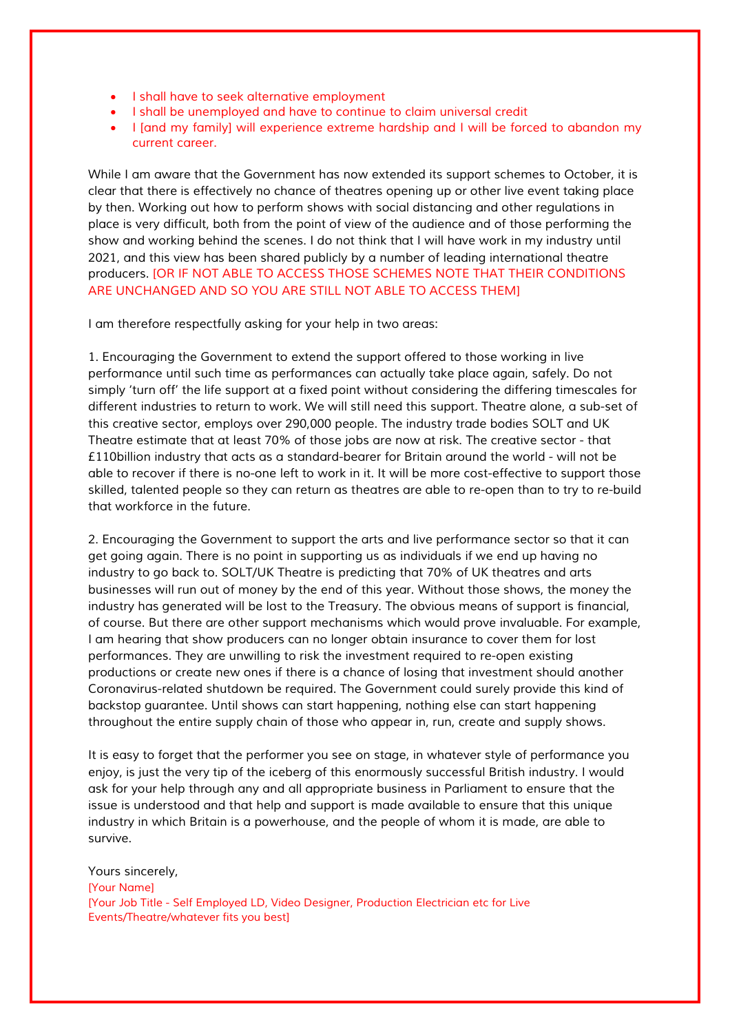- I shall have to seek alternative employment
- I shall be unemployed and have to continue to claim universal credit
- I [and my family] will experience extreme hardship and I will be forced to abandon my current career.

While I am aware that the Government has now extended its support schemes to October, it is clear that there is effectively no chance of theatres opening up or other live event taking place by then. Working out how to perform shows with social distancing and other regulations in place is very difficult, both from the point of view of the audience and of those performing the show and working behind the scenes. I do not think that I will have work in my industry until 2021, and this view has been shared publicly by a number of leading international theatre producers. [OR IF NOT ABLE TO ACCESS THOSE SCHEMES NOTE THAT THEIR CONDITIONS ARE UNCHANGED AND SO YOU ARE STILL NOT ABLE TO ACCESS THEM]

I am therefore respectfully asking for your help in two areas:

1. Encouraging the Government to extend the support offered to those working in live performance until such time as performances can actually take place again, safely. Do not simply 'turn off' the life support at a fixed point without considering the differing timescales for different industries to return to work. We will still need this support. Theatre alone, a sub-set of this creative sector, employs over 290,000 people. The industry trade bodies SOLT and UK Theatre estimate that at least 70% of those jobs are now at risk. The creative sector - that £110billion industry that acts as a standard-bearer for Britain around the world - will not be able to recover if there is no-one left to work in it. It will be more cost-effective to support those skilled, talented people so they can return as theatres are able to re-open than to try to re-build that workforce in the future.

2. Encouraging the Government to support the arts and live performance sector so that it can get going again. There is no point in supporting us as individuals if we end up having no industry to go back to. SOLT/UK Theatre is predicting that 70% of UK theatres and arts businesses will run out of money by the end of this year. Without those shows, the money the industry has generated will be lost to the Treasury. The obvious means of support is financial, of course. But there are other support mechanisms which would prove invaluable. For example, I am hearing that show producers can no longer obtain insurance to cover them for lost performances. They are unwilling to risk the investment required to re-open existing productions or create new ones if there is a chance of losing that investment should another Coronavirus-related shutdown be required. The Government could surely provide this kind of backstop guarantee. Until shows can start happening, nothing else can start happening throughout the entire supply chain of those who appear in, run, create and supply shows.

It is easy to forget that the performer you see on stage, in whatever style of performance you enjoy, is just the very tip of the iceberg of this enormously successful British industry. I would ask for your help through any and all appropriate business in Parliament to ensure that the issue is understood and that help and support is made available to ensure that this unique industry in which Britain is a powerhouse, and the people of whom it is made, are able to survive.

Yours sincerely,
[Your Name]
[Your Job Title - Self Employed LD, Video Designer, Production Electrician etc for Live Events/Theatre/whatever fits you best]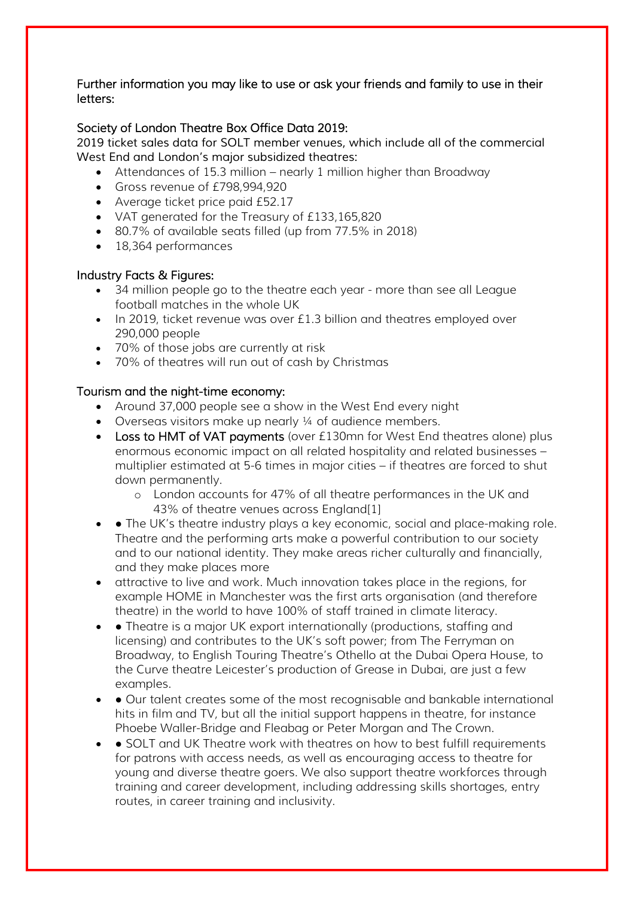Further information you may like to use or ask your friends and family to use in their letters:

Society of London Theatre Box Office Data 2019:
2019 ticket sales data for SOLT member venues, which include all of the commercial West End and London's major subsidized theatres:

- Attendances of 15.3 million – nearly 1 million higher than Broadway
- Gross revenue of £798,994,920
- Average ticket price paid £52.17
- VAT generated for the Treasury of £133,165,820
- 80.7% of available seats filled (up from 77.5% in 2018)
- 18,364 performances

Industry Facts & Figures:

- 34 million people go to the theatre each year - more than see all League football matches in the whole UK
- In 2019, ticket revenue was over £1.3 billion and theatres employed over 290,000 people
- 70% of those jobs are currently at risk
- 70% of theatres will run out of cash by Christmas

Tourism and the night-time economy:

- Around 37,000 people see a show in the West End every night
- Overseas visitors make up nearly ¼ of audience members.
- Loss to HMT of VAT payments (over £130mn for West End theatres alone) plus enormous economic impact on all related hospitality and related businesses – multiplier estimated at 5-6 times in major cities – if theatres are forced to shut down permanently.
    - London accounts for 47% of all theatre performances in the UK and 43% of theatre venues across England[1]
- ● The UK's theatre industry plays a key economic, social and place-making role. Theatre and the performing arts make a powerful contribution to our society and to our national identity. They make areas richer culturally and financially, and they make places more
- attractive to live and work. Much innovation takes place in the regions, for example HOME in Manchester was the first arts organisation (and therefore theatre) in the world to have 100% of staff trained in climate literacy.
- ● Theatre is a major UK export internationally (productions, staffing and licensing) and contributes to the UK's soft power; from The Ferryman on Broadway, to English Touring Theatre's Othello at the Dubai Opera House, to the Curve theatre Leicester's production of Grease in Dubai, are just a few examples.
- ● Our talent creates some of the most recognisable and bankable international hits in film and TV, but all the initial support happens in theatre, for instance Phoebe Waller-Bridge and Fleabag or Peter Morgan and The Crown.
- ● SOLT and UK Theatre work with theatres on how to best fulfill requirements for patrons with access needs, as well as encouraging access to theatre for young and diverse theatre goers. We also support theatre workforces through training and career development, including addressing skills shortages, entry routes, in career training and inclusivity.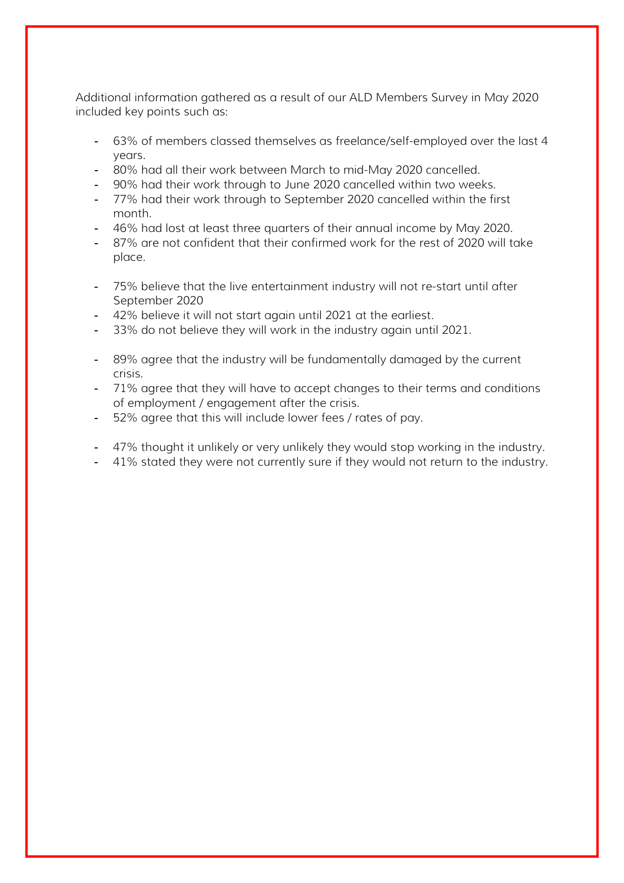Additional information gathered as a result of our ALD Members Survey in May 2020 included key points such as:

- 63% of members classed themselves as freelance/self-employed over the last 4 years.
- 80% had all their work between March to mid-May 2020 cancelled.
- 90% had their work through to June 2020 cancelled within two weeks.
- 77% had their work through to September 2020 cancelled within the first month.
- 46% had lost at least three quarters of their annual income by May 2020.
- 87% are not confident that their confirmed work for the rest of 2020 will take place.

- 75% believe that the live entertainment industry will not re-start until after September 2020
- 42% believe it will not start again until 2021 at the earliest.
- 33% do not believe they will work in the industry again until 2021.

- 89% agree that the industry will be fundamentally damaged by the current crisis.
- 71% agree that they will have to accept changes to their terms and conditions of employment / engagement after the crisis.
- 52% agree that this will include lower fees / rates of pay.

- 47% thought it unlikely or very unlikely they would stop working in the industry.
- 41% stated they were not currently sure if they would not return to the industry.